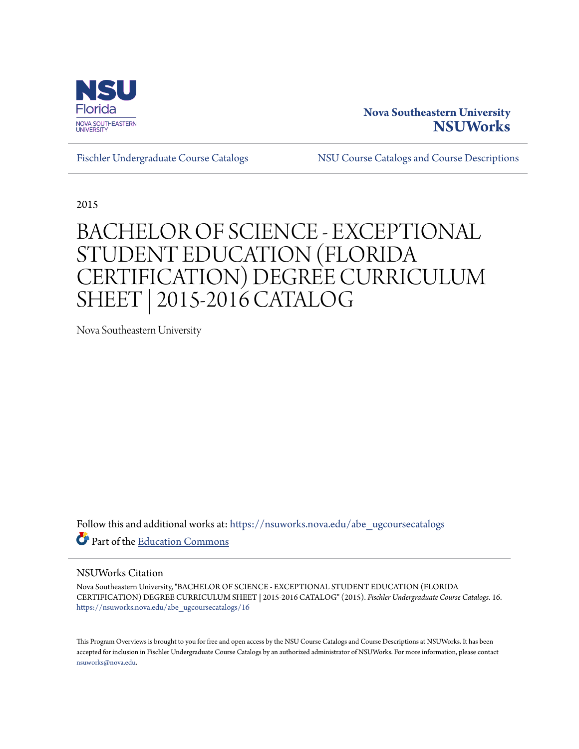Nova Southeastern University
**NSUWorks**

Fischler Undergraduate Course Catalogs | NSU Course Catalogs and Course Descriptions

2015

# BACHELOR OF SCIENCE - EXCEPTIONAL STUDENT EDUCATION (FLORIDA CERTIFICATION) DEGREE CURRICULUM SHEET | 2015-2016 CATALOG

Nova Southeastern University

Follow this and additional works at: https://nsuworks.nova.edu/abe_ugcoursecatalogs

Part of the Education Commons

## NSUWorks Citation

Nova Southeastern University, "BACHELOR OF SCIENCE - EXCEPTIONAL STUDENT EDUCATION (FLORIDA CERTIFICATION) DEGREE CURRICULUM SHEET | 2015-2016 CATALOG" (2015). *Fischler Undergraduate Course Catalogs*. 16.
https://nsuworks.nova.edu/abe_ugcoursecatalogs/16

This Program Overviews is brought to you for free and open access by the NSU Course Catalogs and Course Descriptions at NSUWorks. It has been accepted for inclusion in Fischler Undergraduate Course Catalogs by an authorized administrator of NSUWorks. For more information, please contact nsuworks@nova.edu.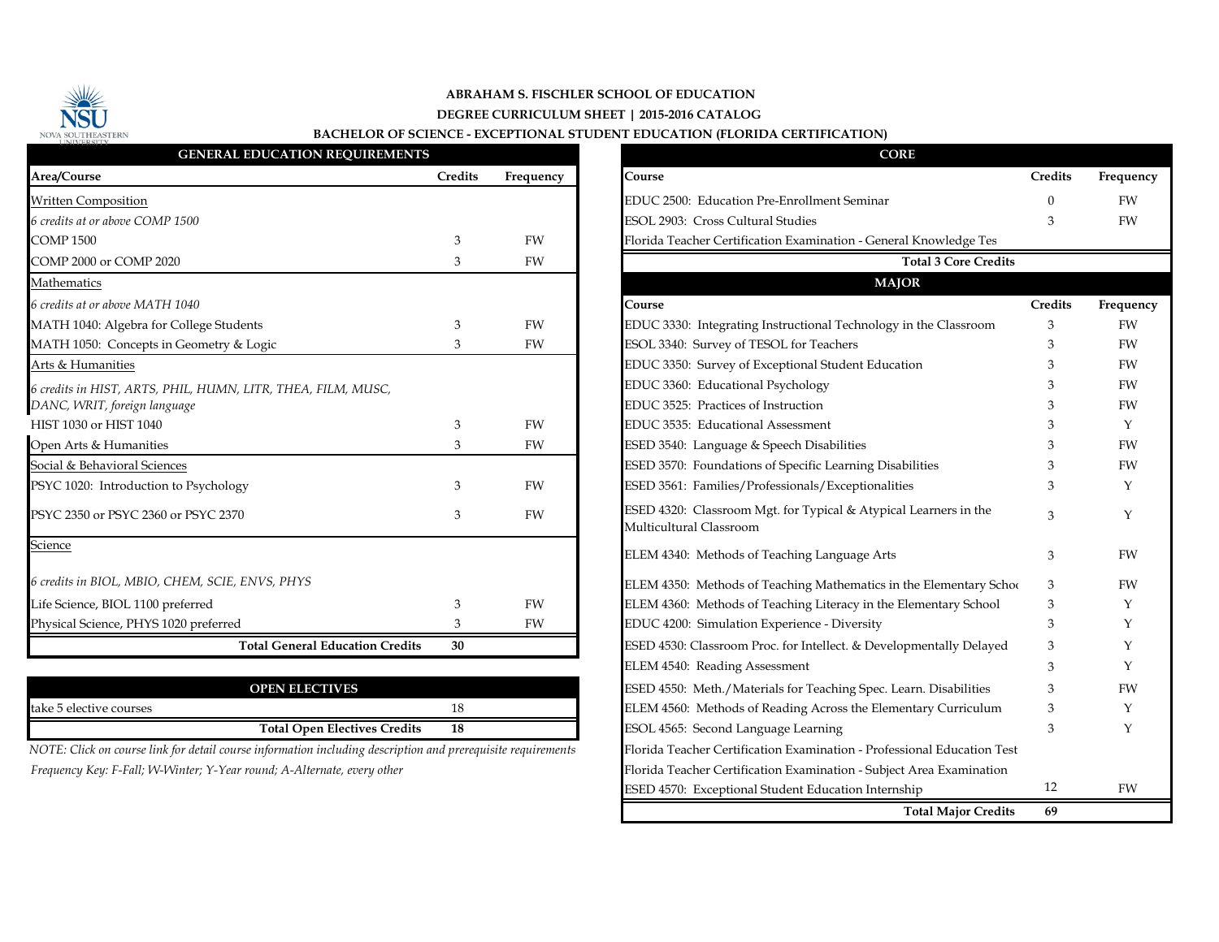**ABRAHAM S. FISCHLER SCHOOL OF EDUCATION**

**DEGREE CURRICULUM SHEET | 2015-2016 CATALOG**

**BACHELOR OF SCIENCE - EXCEPTIONAL STUDENT EDUCATION (FLORIDA CERTIFICATION)**

## GENERAL EDUCATION REQUIREMENTS

| Area/Course | Credits | Frequency |
|---|---|---|
| Written Composition | | |
| *6 credits at or above COMP 1500* | | |
| COMP 1500 | 3 | FW |
| COMP 2000 or COMP 2020 | 3 | FW |
| Mathematics | | |
| *6 credits at or above MATH 1040* | | |
| MATH 1040: Algebra for College Students | 3 | FW |
| MATH 1050: Concepts in Geometry & Logic | 3 | FW |
| Arts & Humanities | | |
| *6 credits in HIST, ARTS, PHIL, HUMN, LITR, THEA, FILM, MUSC, DANC, WRIT, foreign language* | | |
| HIST 1030 or HIST 1040 | 3 | FW |
| Open Arts & Humanities | 3 | FW |
| Social & Behavioral Sciences | | |
| PSYC 1020: Introduction to Psychology | 3 | FW |
| PSYC 2350 or PSYC 2360 or PSYC 2370 | 3 | FW |
| Science | | |
| *6 credits in BIOL, MBIO, CHEM, SCIE, ENVS, PHYS* | | |
| Life Science, BIOL 1100 preferred | 3 | FW |
| Physical Science, PHYS 1020 preferred | 3 | FW |
| **Total General Education Credits** | **30** | |

## OPEN ELECTIVES

| | | |
|---|---|---|
| take 5 elective courses | 18 | |
| **Total Open Electives Credits** | **18** | |

*NOTE: Click on course link for detail course information including description and prerequisite requirements*

*Frequency Key: F-Fall; W-Winter; Y-Year round; A-Alternate, every other*

## CORE

| Course | Credits | Frequency |
|---|---|---|
| EDUC 2500: Education Pre-Enrollment Seminar | 0 | FW |
| ESOL 2903: Cross Cultural Studies | 3 | FW |
| Florida Teacher Certification Examination - General Knowledge Tes | | |
| **Total 3 Core Credits** | | |

## MAJOR

| Course | Credits | Frequency |
|---|---|---|
| EDUC 3330: Integrating Instructional Technology in the Classroom | 3 | FW |
| ESOL 3340: Survey of TESOL for Teachers | 3 | FW |
| EDUC 3350: Survey of Exceptional Student Education | 3 | FW |
| EDUC 3360: Educational Psychology | 3 | FW |
| EDUC 3525: Practices of Instruction | 3 | FW |
| EDUC 3535: Educational Assessment | 3 | Y |
| ESED 3540: Language & Speech Disabilities | 3 | FW |
| ESED 3570: Foundations of Specific Learning Disabilities | 3 | FW |
| ESED 3561: Families/Professionals/Exceptionalities | 3 | Y |
| ESED 4320: Classroom Mgt. for Typical & Atypical Learners in the Multicultural Classroom | 3 | Y |
| ELEM 4340: Methods of Teaching Language Arts | 3 | FW |
| ELEM 4350: Methods of Teaching Mathematics in the Elementary Schoo | 3 | FW |
| ELEM 4360: Methods of Teaching Literacy in the Elementary School | 3 | Y |
| EDUC 4200: Simulation Experience - Diversity | 3 | Y |
| ESED 4530: Classroom Proc. for Intellect. & Developmentally Delayed | 3 | Y |
| ELEM 4540: Reading Assessment | 3 | Y |
| ESED 4550: Meth./Materials for Teaching Spec. Learn. Disabilities | 3 | FW |
| ELEM 4560: Methods of Reading Across the Elementary Curriculum | 3 | Y |
| ESOL 4565: Second Language Learning | 3 | Y |
| Florida Teacher Certification Examination - Professional Education Test | | |
| Florida Teacher Certification Examination - Subject Area Examination | | |
| ESED 4570: Exceptional Student Education Internship | 12 | FW |
| **Total Major Credits** | **69** | |